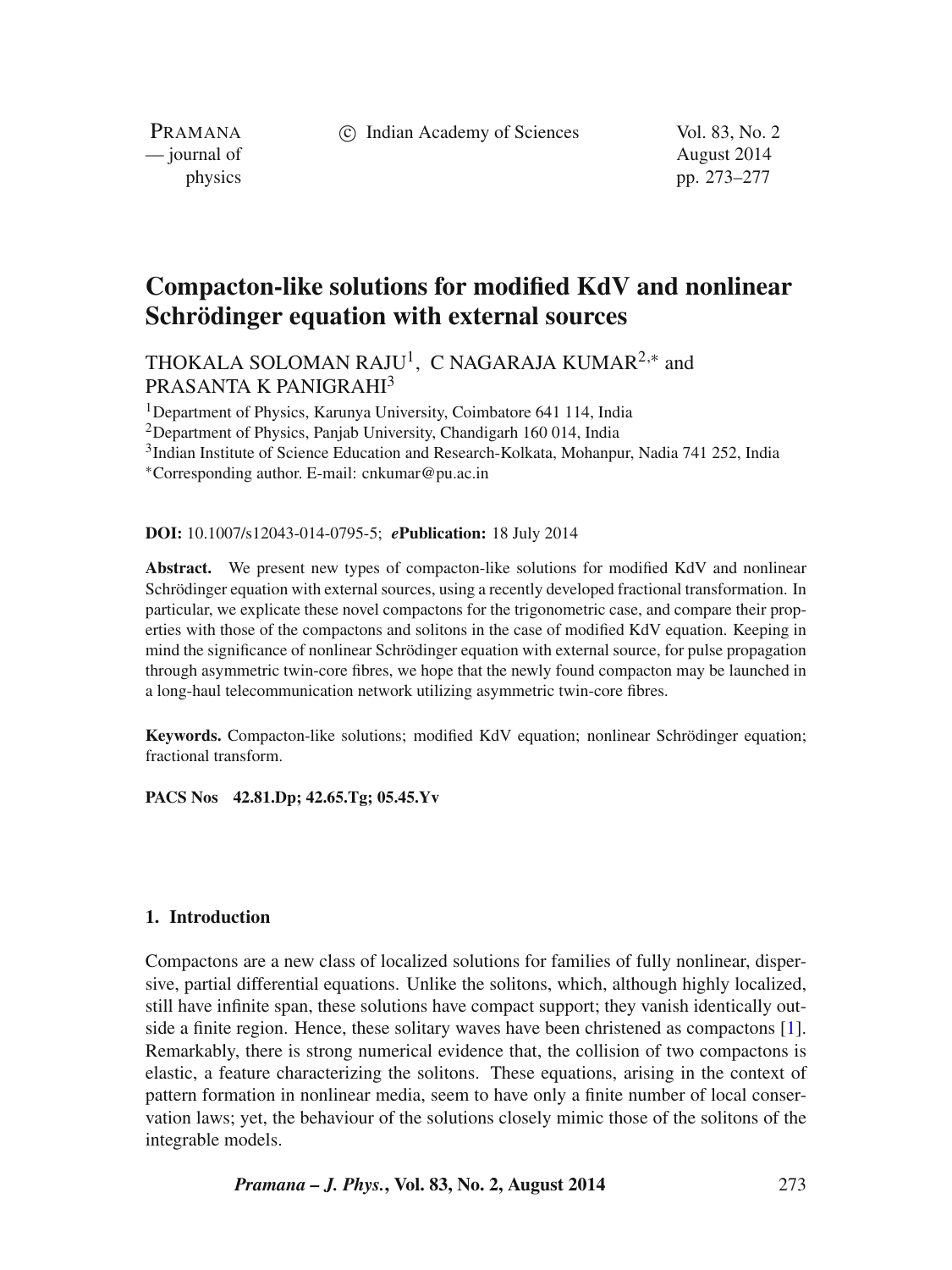# Compacton-like solutions for modified KdV and nonlinear Schrödinger equation with external sources

THOKALA SOLOMAN RAJU[1], C NAGARAJA KUMAR[2,*] and PRASANTA K PANIGRAHI[3]

[1]Department of Physics, Karunya University, Coimbatore 641 114, India
[2]Department of Physics, Panjab University, Chandigarh 160 014, India
[3]Indian Institute of Science Education and Research-Kolkata, Mohanpur, Nadia 741 252, India
[*]Corresponding author. E-mail: cnkumar@pu.ac.in

**DOI:** 10.1007/s12043-014-0795-5; ***e*Publication:** 18 July 2014

**Abstract.** We present new types of compacton-like solutions for modified KdV and nonlinear Schrödinger equation with external sources, using a recently developed fractional transformation. In particular, we explicate these novel compactons for the trigonometric case, and compare their properties with those of the compactons and solitons in the case of modified KdV equation. Keeping in mind the significance of nonlinear Schrödinger equation with external source, for pulse propagation through asymmetric twin-core fibres, we hope that the newly found compacton may be launched in a long-haul telecommunication network utilizing asymmetric twin-core fibres.

**Keywords.** Compacton-like solutions; modified KdV equation; nonlinear Schrödinger equation; fractional transform.

**PACS Nos** 42.81.Dp; 42.65.Tg; 05.45.Yv

## 1. Introduction

Compactons are a new class of localized solutions for families of fully nonlinear, dispersive, partial differential equations. Unlike the solitons, which, although highly localized, still have infinite span, these solutions have compact support; they vanish identically outside a finite region. Hence, these solitary waves have been christened as compactons [1]. Remarkably, there is strong numerical evidence that, the collision of two compactons is elastic, a feature characterizing the solitons. These equations, arising in the context of pattern formation in nonlinear media, seem to have only a finite number of local conservation laws; yet, the behaviour of the solutions closely mimic those of the solitons of the integrable models.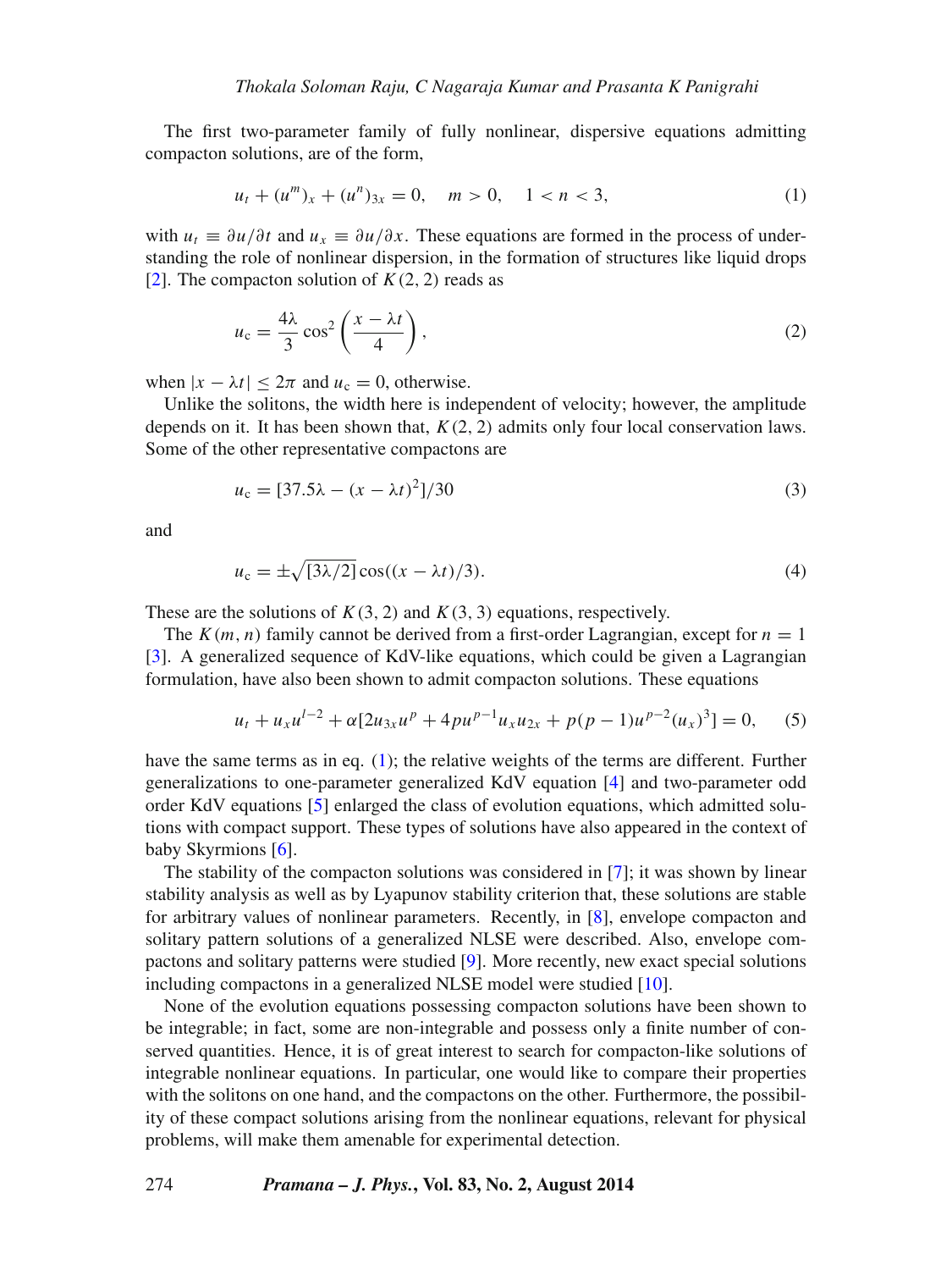The first two-parameter family of fully nonlinear, dispersive equations admitting compacton solutions, are of the form,

$$u_t + (u^m)_x + (u^n)_{3x} = 0, \quad m > 0, \quad 1 < n < 3, \tag{1}$$

with $u_t \equiv \partial u/\partial t$ and $u_x \equiv \partial u/\partial x$. These equations are formed in the process of understanding the role of nonlinear dispersion, in the formation of structures like liquid drops [2]. The compacton solution of $K(2, 2)$ reads as

$$u_c = \frac{4\lambda}{3}\cos^2\left(\frac{x - \lambda t}{4}\right), \tag{2}$$

when $|x - \lambda t| \leq 2\pi$ and $u_c = 0$, otherwise.

Unlike the solitons, the width here is independent of velocity; however, the amplitude depends on it. It has been shown that, $K(2, 2)$ admits only four local conservation laws. Some of the other representative compactons are

$$u_c = [37.5\lambda - (x - \lambda t)^2]/30 \tag{3}$$

and

$$u_c = \pm\sqrt{[3\lambda/2]}\cos((x - \lambda t)/3). \tag{4}$$

These are the solutions of $K(3, 2)$ and $K(3, 3)$ equations, respectively.

The $K(m, n)$ family cannot be derived from a first-order Lagrangian, except for $n = 1$ [3]. A generalized sequence of KdV-like equations, which could be given a Lagrangian formulation, have also been shown to admit compacton solutions. These equations

$$u_t + u_x u^{l-2} + \alpha[2u_{3x}u^p + 4pu^{p-1}u_x u_{2x} + p(p-1)u^{p-2}(u_x)^3] = 0, \tag{5}$$

have the same terms as in eq. (1); the relative weights of the terms are different. Further generalizations to one-parameter generalized KdV equation [4] and two-parameter odd order KdV equations [5] enlarged the class of evolution equations, which admitted solutions with compact support. These types of solutions have also appeared in the context of baby Skyrmions [6].

The stability of the compacton solutions was considered in [7]; it was shown by linear stability analysis as well as by Lyapunov stability criterion that, these solutions are stable for arbitrary values of nonlinear parameters. Recently, in [8], envelope compacton and solitary pattern solutions of a generalized NLSE were described. Also, envelope compactons and solitary patterns were studied [9]. More recently, new exact special solutions including compactons in a generalized NLSE model were studied [10].

None of the evolution equations possessing compacton solutions have been shown to be integrable; in fact, some are non-integrable and possess only a finite number of conserved quantities. Hence, it is of great interest to search for compacton-like solutions of integrable nonlinear equations. In particular, one would like to compare their properties with the solitons on one hand, and the compactons on the other. Furthermore, the possibility of these compact solutions arising from the nonlinear equations, relevant for physical problems, will make them amenable for experimental detection.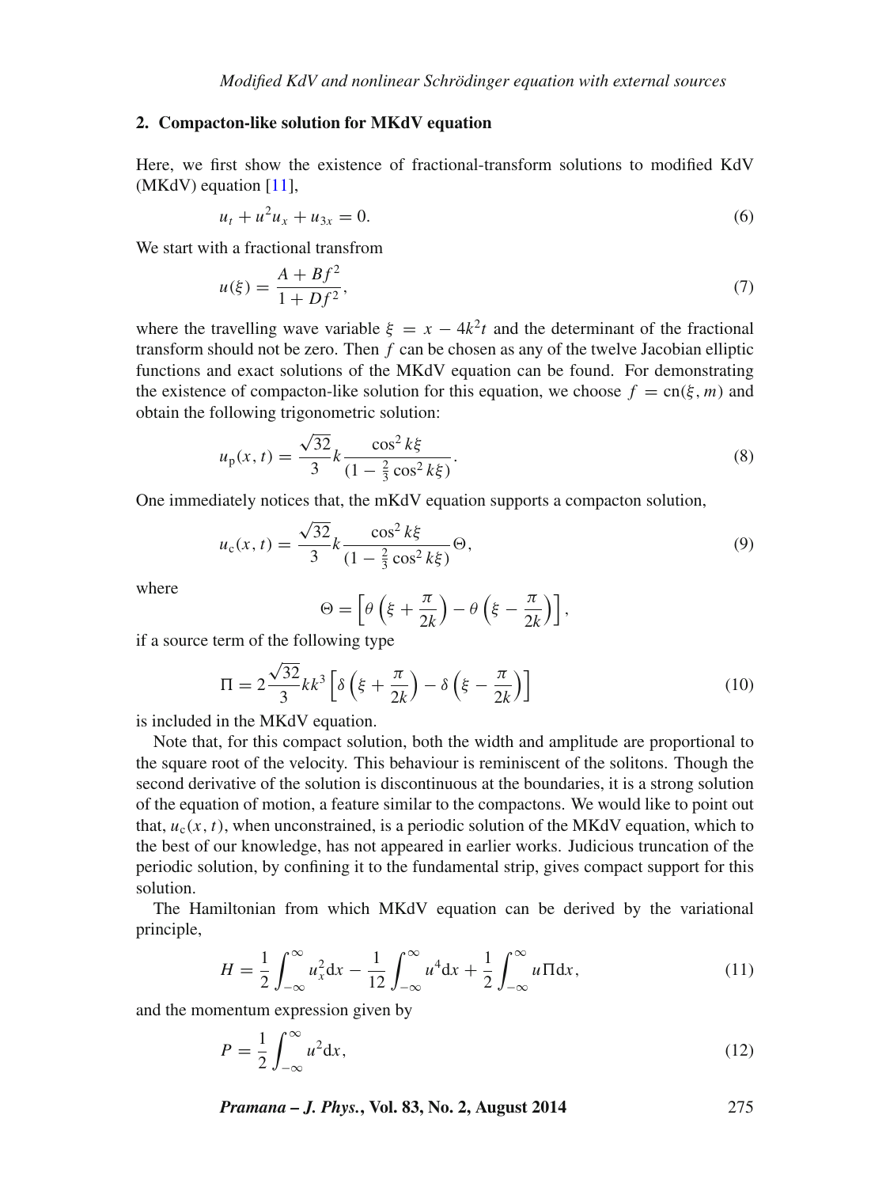## 2. Compacton-like solution for MKdV equation

Here, we first show the existence of fractional-transform solutions to modified KdV (MKdV) equation [11],

$$u_t + u^2 u_x + u_{3x} = 0. \tag{6}$$

We start with a fractional transfrom

$$u(\xi) = \frac{A + Bf^2}{1 + Df^2}, \tag{7}$$

where the travelling wave variable $\xi = x - 4k^2 t$ and the determinant of the fractional transform should not be zero. Then $f$ can be chosen as any of the twelve Jacobian elliptic functions and exact solutions of the MKdV equation can be found. For demonstrating the existence of compacton-like solution for this equation, we choose $f = \mathrm{cn}(\xi, m)$ and obtain the following trigonometric solution:

$$u_{\mathrm{p}}(x,t) = \frac{\sqrt{32}}{3} k \frac{\cos^2 k\xi}{(1 - \frac{2}{3}\cos^2 k\xi)}. \tag{8}$$

One immediately notices that, the mKdV equation supports a compacton solution,

$$u_{\mathrm{c}}(x,t) = \frac{\sqrt{32}}{3} k \frac{\cos^2 k\xi}{(1 - \frac{2}{3}\cos^2 k\xi)} \Theta, \tag{9}$$

where

$$\Theta = \left[\theta\left(\xi + \frac{\pi}{2k}\right) - \theta\left(\xi - \frac{\pi}{2k}\right)\right],$$

if a source term of the following type

$$\Pi = 2\frac{\sqrt{32}}{3} k k^3 \left[\delta\left(\xi + \frac{\pi}{2k}\right) - \delta\left(\xi - \frac{\pi}{2k}\right)\right] \tag{10}$$

is included in the MKdV equation.

Note that, for this compact solution, both the width and amplitude are proportional to the square root of the velocity. This behaviour is reminiscent of the solitons. Though the second derivative of the solution is discontinuous at the boundaries, it is a strong solution of the equation of motion, a feature similar to the compactons. We would like to point out that, $u_{\mathrm{c}}(x,t)$, when unconstrained, is a periodic solution of the MKdV equation, which to the best of our knowledge, has not appeared in earlier works. Judicious truncation of the periodic solution, by confining it to the fundamental strip, gives compact support for this solution.

The Hamiltonian from which MKdV equation can be derived by the variational principle,

$$H = \frac{1}{2}\int_{-\infty}^{\infty} u_x^2 \mathrm{d}x - \frac{1}{12}\int_{-\infty}^{\infty} u^4 \mathrm{d}x + \frac{1}{2}\int_{-\infty}^{\infty} u\Pi \mathrm{d}x, \tag{11}$$

and the momentum expression given by

$$P = \frac{1}{2}\int_{-\infty}^{\infty} u^2 \mathrm{d}x, \tag{12}$$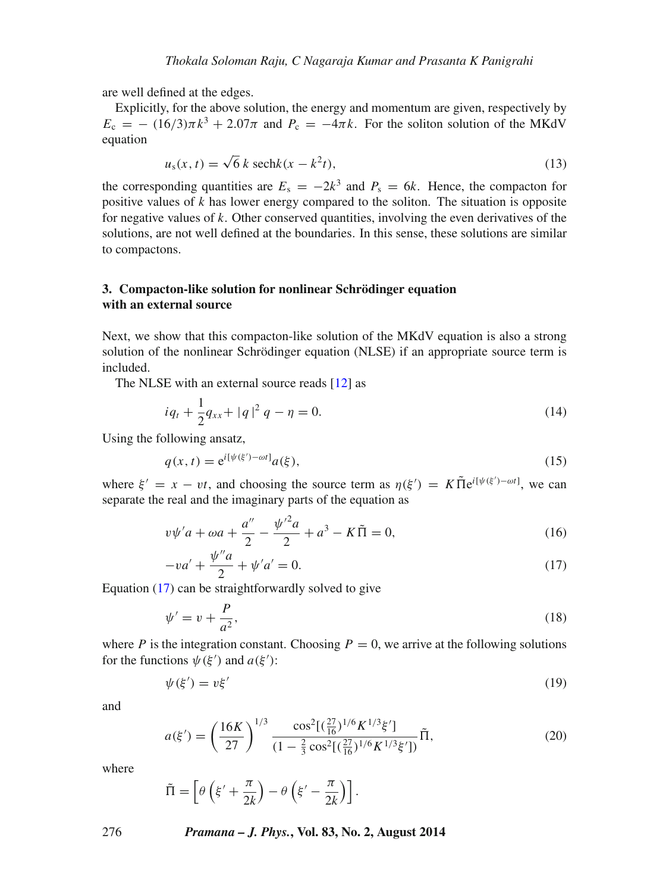are well defined at the edges.

Explicitly, for the above solution, the energy and momentum are given, respectively by $E_{\rm c} = -(16/3)\pi k^3 + 2.07\pi$ and $P_{\rm c} = -4\pi k$. For the soliton solution of the MKdV equation

$$u_{\rm s}(x,t) = \sqrt{6}\, k\, \mathrm{sech} k(x - k^2 t), \tag{13}$$

the corresponding quantities are $E_{\rm s} = -2k^3$ and $P_{\rm s} = 6k$. Hence, the compacton for positive values of $k$ has lower energy compared to the soliton. The situation is opposite for negative values of $k$. Other conserved quantities, involving the even derivatives of the solutions, are not well defined at the boundaries. In this sense, these solutions are similar to compactons.

## 3. Compacton-like solution for nonlinear Schrödinger equation with an external source

Next, we show that this compacton-like solution of the MKdV equation is also a strong solution of the nonlinear Schrödinger equation (NLSE) if an appropriate source term is included.

The NLSE with an external source reads [12] as

$$iq_t + \frac{1}{2}q_{xx} + |q|^2 q - \eta = 0. \tag{14}$$

Using the following ansatz,

$$q(x,t) = \mathrm{e}^{i[\psi(\xi') - \omega t]} a(\xi), \tag{15}$$

where $\xi' = x - vt$, and choosing the source term as $\eta(\xi') = K\tilde{\Pi}\mathrm{e}^{i[\psi(\xi') - \omega t]}$, we can separate the real and the imaginary parts of the equation as

$$v\psi' a + \omega a + \frac{a''}{2} - \frac{\psi'^2 a}{2} + a^3 - K\tilde{\Pi} = 0, \tag{16}$$

$$-va' + \frac{\psi'' a}{2} + \psi' a' = 0. \tag{17}$$

Equation (17) can be straightforwardly solved to give

$$\psi' = v + \frac{P}{a^2}, \tag{18}$$

where $P$ is the integration constant. Choosing $P = 0$, we arrive at the following solutions for the functions $\psi(\xi')$ and $a(\xi')$:

$$\psi(\xi') = v\xi' \tag{19}$$

and

$$a(\xi') = \left(\frac{16K}{27}\right)^{1/3} \frac{\cos^2[(\frac{27}{16})^{1/6} K^{1/3}\xi']}{(1 - \frac{2}{3}\cos^2[(\frac{27}{16})^{1/6} K^{1/3}\xi'])}\tilde{\Pi}, \tag{20}$$

where

$$\tilde{\Pi} = \left[\theta\left(\xi' + \frac{\pi}{2k}\right) - \theta\left(\xi' - \frac{\pi}{2k}\right)\right].$$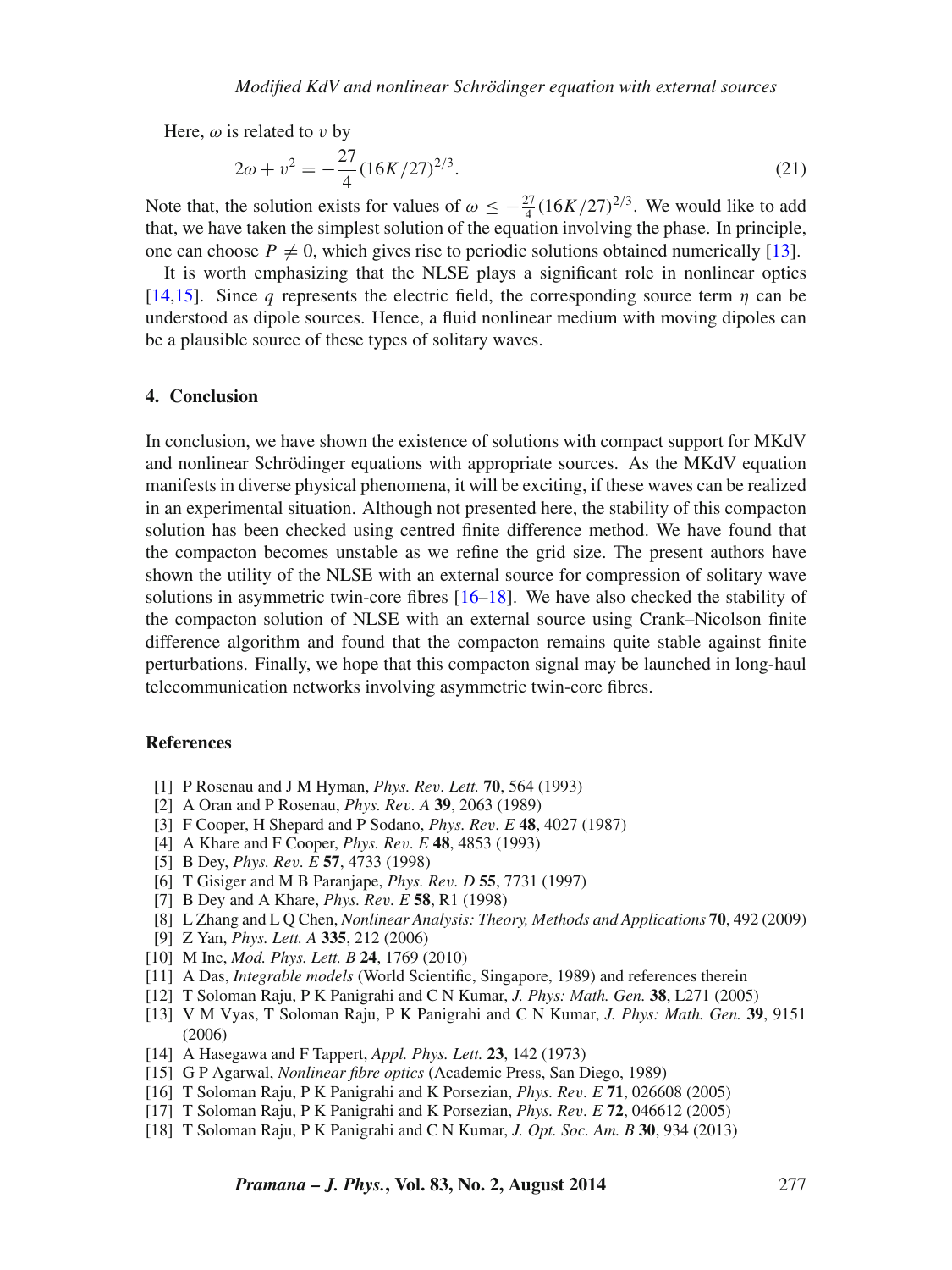Here, $\omega$ is related to $v$ by

$$2\omega + v^2 = -\frac{27}{4}(16K/27)^{2/3}. \tag{21}$$

Note that, the solution exists for values of $\omega \leq -\frac{27}{4}(16K/27)^{2/3}$. We would like to add that, we have taken the simplest solution of the equation involving the phase. In principle, one can choose $P \neq 0$, which gives rise to periodic solutions obtained numerically [13].

It is worth emphasizing that the NLSE plays a significant role in nonlinear optics [14,15]. Since $q$ represents the electric field, the corresponding source term $\eta$ can be understood as dipole sources. Hence, a fluid nonlinear medium with moving dipoles can be a plausible source of these types of solitary waves.

## 4. Conclusion

In conclusion, we have shown the existence of solutions with compact support for MKdV and nonlinear Schrödinger equations with appropriate sources. As the MKdV equation manifests in diverse physical phenomena, it will be exciting, if these waves can be realized in an experimental situation. Although not presented here, the stability of this compacton solution has been checked using centred finite difference method. We have found that the compacton becomes unstable as we refine the grid size. The present authors have shown the utility of the NLSE with an external source for compression of solitary wave solutions in asymmetric twin-core fibres [16–18]. We have also checked the stability of the compacton solution of NLSE with an external source using Crank–Nicolson finite difference algorithm and found that the compacton remains quite stable against finite perturbations. Finally, we hope that this compacton signal may be launched in long-haul telecommunication networks involving asymmetric twin-core fibres.

## References

[1] P Rosenau and J M Hyman, *Phys. Rev. Lett.* **70**, 564 (1993)
[2] A Oran and P Rosenau, *Phys. Rev. A* **39**, 2063 (1989)
[3] F Cooper, H Shepard and P Sodano, *Phys. Rev. E* **48**, 4027 (1987)
[4] A Khare and F Cooper, *Phys. Rev. E* **48**, 4853 (1993)
[5] B Dey, *Phys. Rev. E* **57**, 4733 (1998)
[6] T Gisiger and M B Paranjape, *Phys. Rev. D* **55**, 7731 (1997)
[7] B Dey and A Khare, *Phys. Rev. E* **58**, R1 (1998)
[8] L Zhang and L Q Chen, *Nonlinear Analysis: Theory, Methods and Applications* **70**, 492 (2009)
[9] Z Yan, *Phys. Lett. A* **335**, 212 (2006)
[10] M Inc, *Mod. Phys. Lett. B* **24**, 1769 (2010)
[11] A Das, *Integrable models* (World Scientific, Singapore, 1989) and references therein
[12] T Soloman Raju, P K Panigrahi and C N Kumar, *J. Phys: Math. Gen.* **38**, L271 (2005)
[13] V M Vyas, T Soloman Raju, P K Panigrahi and C N Kumar, *J. Phys: Math. Gen.* **39**, 9151 (2006)
[14] A Hasegawa and F Tappert, *Appl. Phys. Lett.* **23**, 142 (1973)
[15] G P Agarwal, *Nonlinear fibre optics* (Academic Press, San Diego, 1989)
[16] T Soloman Raju, P K Panigrahi and K Porsezian, *Phys. Rev. E* **71**, 026608 (2005)
[17] T Soloman Raju, P K Panigrahi and K Porsezian, *Phys. Rev. E* **72**, 046612 (2005)
[18] T Soloman Raju, P K Panigrahi and C N Kumar, *J. Opt. Soc. Am. B* **30**, 934 (2013)